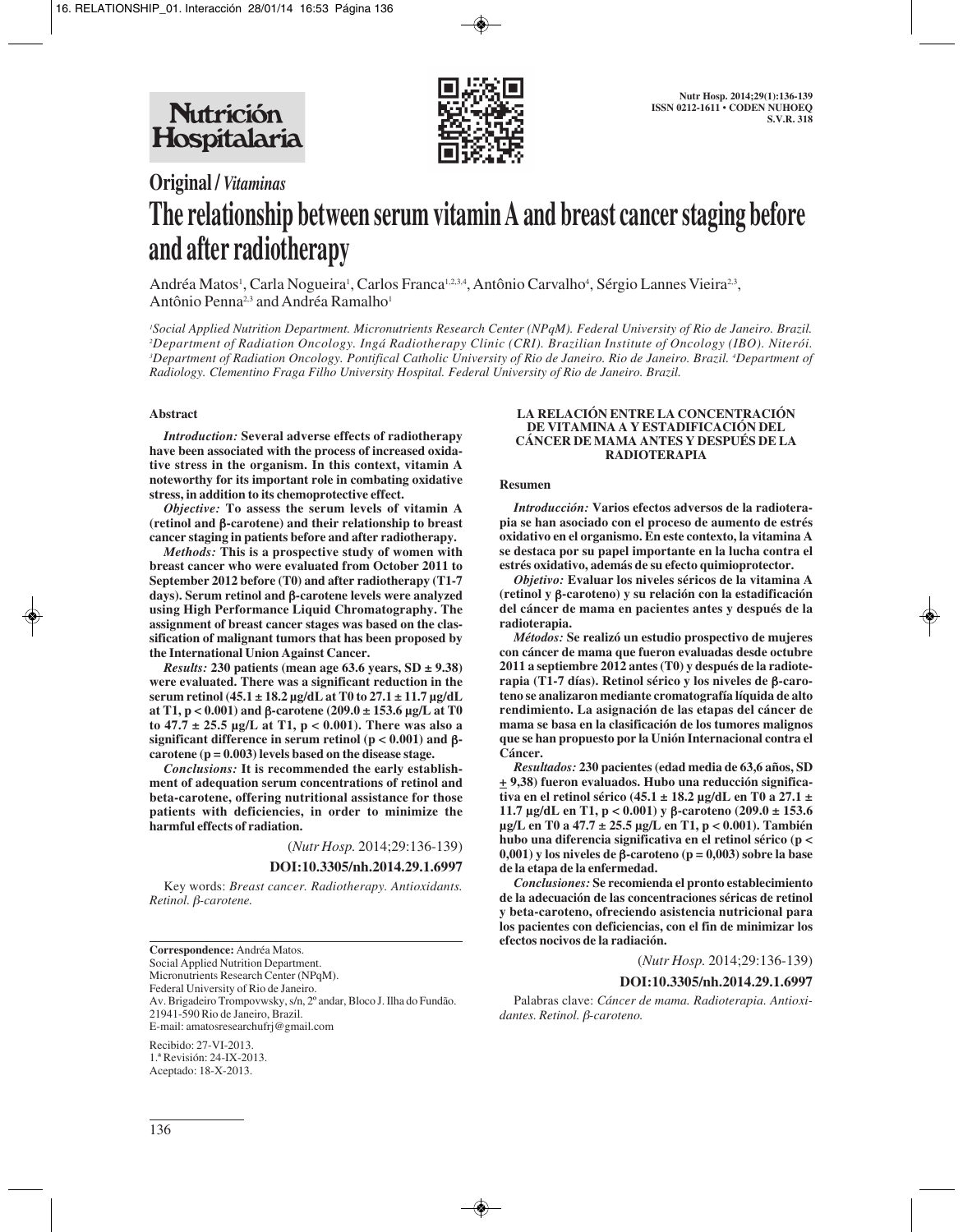Original / *Vitaminas*

# The relationship between serum vitamin A and breast cancer staging before and after radiotherapy

Andréa Matos[1], Carla Nogueira[1], Carlos Franca[1,2,3,4], Antônio Carvalho[4], Sérgio Lannes Vieira[2,3], Antônio Penna[2,3] and Andréa Ramalho[1]

*[1]Social Applied Nutrition Department. Micronutrients Research Center (NPqM). Federal University of Rio de Janeiro. Brazil. [2]Department of Radiation Oncology. Ingá Radiotherapy Clinic (CRI). Brazilian Institute of Oncology (IBO). Niterói. [3]Department of Radiation Oncology. Pontifical Catholic University of Rio de Janeiro. Rio de Janeiro. Brazil. [4]Department of Radiology. Clementino Fraga Filho University Hospital. Federal University of Rio de Janeiro. Brazil.*

## Abstract

*Introduction:* **Several adverse effects of radiotherapy have been associated with the process of increased oxidative stress in the organism. In this context, vitamin A noteworthy for its important role in combating oxidative stress, in addition to its chemoprotective effect.**

*Objective:* **To assess the serum levels of vitamin A (retinol and β-carotene) and their relationship to breast cancer staging in patients before and after radiotherapy.**

*Methods:* **This is a prospective study of women with breast cancer who were evaluated from October 2011 to September 2012 before (T0) and after radiotherapy (T1-7 days). Serum retinol and β-carotene levels were analyzed using High Performance Liquid Chromatography. The assignment of breast cancer stages was based on the classification of malignant tumors that has been proposed by the International Union Against Cancer.**

*Results:* **230 patients (mean age 63.6 years, SD ± 9.38) were evaluated. There was a significant reduction in the serum retinol (45.1 ± 18.2 µg/dL at T0 to 27.1 ± 11.7 µg/dL at T1, $p < 0.001$) and β-carotene (209.0 ± 153.6 µg/L at T0 to 47.7 ± 25.5 µg/L at T1, $p < 0.001$). There was also a significant difference in serum retinol ($p < 0.001$) and β-carotene ($p = 0.003$) levels based on the disease stage.**

*Conclusions:* **It is recommended the early establishment of adequation serum concentrations of retinol and beta-carotene, offering nutritional assistance for those patients with deficiencies, in order to minimize the harmful effects of radiation.**

(*Nutr Hosp.* 2014;29:136-139)

**DOI:10.3305/nh.2014.29.1.6997**

Key words: *Breast cancer. Radiotherapy. Antioxidants. Retinol. β-carotene.*

## LA RELACIÓN ENTRE LA CONCENTRACIÓN DE VITAMINA A Y ESTADIFICACIÓN DEL CÁNCER DE MAMA ANTES Y DESPUÉS DE LA RADIOTERAPIA

### Resumen

*Introducción:* **Varios efectos adversos de la radioterapia se han asociado con el proceso de aumento de estrés oxidativo en el organismo. En este contexto, la vitamina A se destaca por su papel importante en la lucha contra el estrés oxidativo, además de su efecto quimioprotector.**

*Objetivo:* **Evaluar los niveles séricos de la vitamina A (retinol y β-caroteno) y su relación con la estadificación del cáncer de mama en pacientes antes y después de la radioterapia.**

*Métodos:* **Se realizó un estudio prospectivo de mujeres con cáncer de mama que fueron evaluadas desde octubre 2011 a septiembre 2012 antes (T0) y después de la radioterapia (T1-7 días). Retinol sérico y los niveles de β-caroteno se analizaron mediante cromatografía líquida de alto rendimiento. La asignación de las etapas del cáncer de mama se basa en la clasificación de los tumores malignos que se han propuesto por la Unión Internacional contra el Cáncer.**

*Resultados:* **230 pacientes (edad media de 63,6 años, SD ± 9,38) fueron evaluados. Hubo una reducción significativa en el retinol sérico (45.1 ± 18.2 µg/dL en T0 a 27.1 ± 11.7 µg/dL en T1, $p < 0.001$) y β-caroteno (209.0 ± 153.6 µg/L en T0 a 47.7 ± 25.5 µg/L en T1, $p < 0.001$). También hubo una diferencia significativa en el retinol sérico ($p < 0,001$) y los niveles de β-caroteno ($p = 0,003$) sobre la base de la etapa de la enfermedad.**

*Conclusiones:* **Se recomienda el pronto establecimiento de la adecuación de las concentraciones séricas de retinol y beta-caroteno, ofreciendo asistencia nutricional para los pacientes con deficiencias, con el fin de minimizar los efectos nocivos de la radiación.**

(*Nutr Hosp.* 2014;29:136-139)

**DOI:10.3305/nh.2014.29.1.6997**

Palabras clave: *Cáncer de mama. Radioterapia. Antioxidantes. Retinol. β-caroteno.*

---

**Correspondence:** Andréa Matos.
Social Applied Nutrition Department.
Micronutrients Research Center (NPqM).
Federal University of Rio de Janeiro.
Av. Brigadeiro Trompovwsky, s/n, 2º andar, Bloco J. Ilha do Fundão.
21941-590 Rio de Janeiro, Brazil.
E-mail: amatosresearchufrj@gmail.com

Recibido: 27-VI-2013.
1.ª Revisión: 24-IX-2013.
Aceptado: 18-X-2013.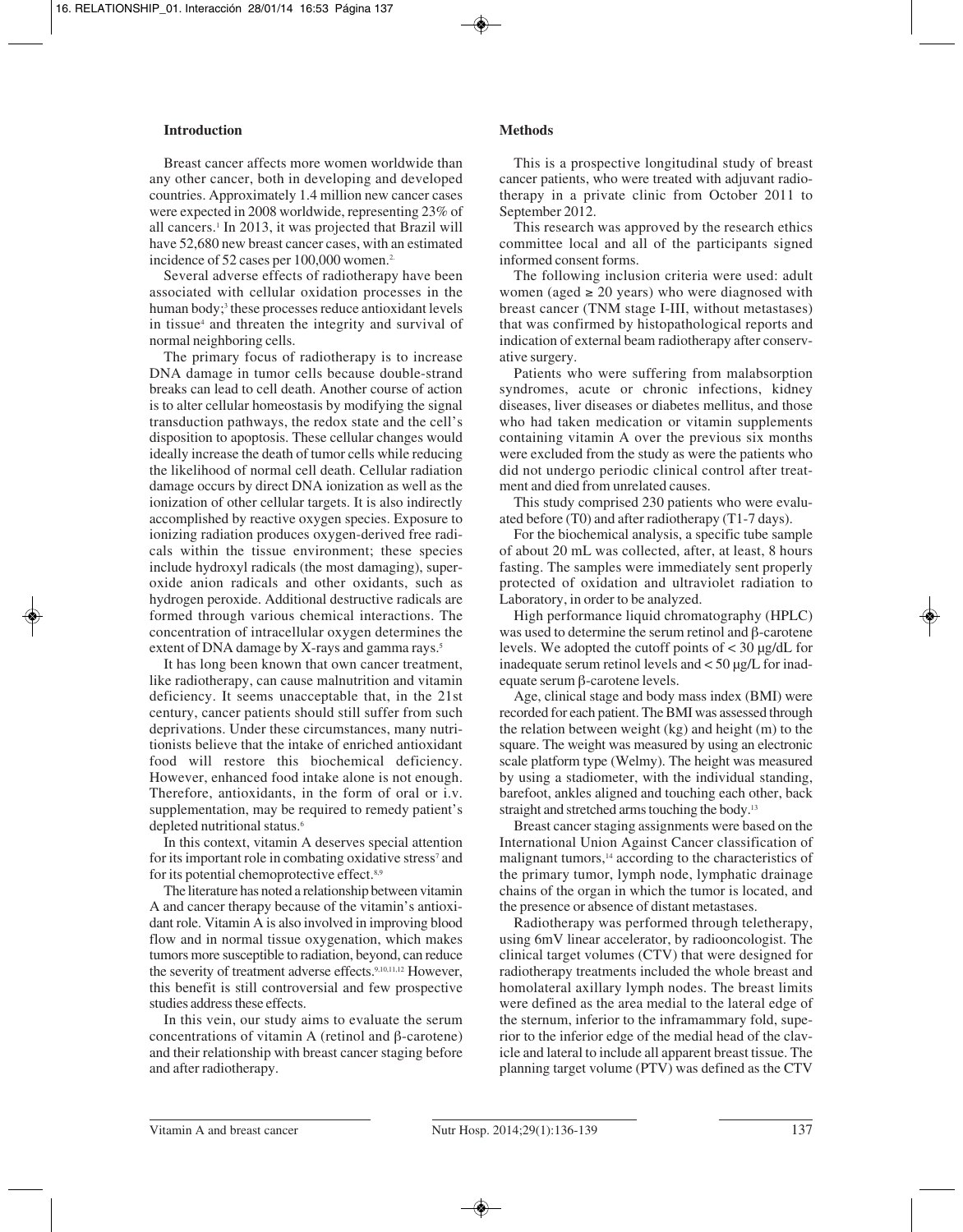## Introduction

Breast cancer affects more women worldwide than any other cancer, both in developing and developed countries. Approximately 1.4 million new cancer cases were expected in 2008 worldwide, representing 23% of all cancers.[1] In 2013, it was projected that Brazil will have 52,680 new breast cancer cases, with an estimated incidence of 52 cases per 100,000 women.[2]

Several adverse effects of radiotherapy have been associated with cellular oxidation processes in the human body;[3] these processes reduce antioxidant levels in tissue[4] and threaten the integrity and survival of normal neighboring cells.

The primary focus of radiotherapy is to increase DNA damage in tumor cells because double-strand breaks can lead to cell death. Another course of action is to alter cellular homeostasis by modifying the signal transduction pathways, the redox state and the cell's disposition to apoptosis. These cellular changes would ideally increase the death of tumor cells while reducing the likelihood of normal cell death. Cellular radiation damage occurs by direct DNA ionization as well as the ionization of other cellular targets. It is also indirectly accomplished by reactive oxygen species. Exposure to ionizing radiation produces oxygen-derived free radicals within the tissue environment; these species include hydroxyl radicals (the most damaging), superoxide anion radicals and other oxidants, such as hydrogen peroxide. Additional destructive radicals are formed through various chemical interactions. The concentration of intracellular oxygen determines the extent of DNA damage by X-rays and gamma rays.[5]

It has long been known that own cancer treatment, like radiotherapy, can cause malnutrition and vitamin deficiency. It seems unacceptable that, in the 21st century, cancer patients should still suffer from such deprivations. Under these circumstances, many nutritionists believe that the intake of enriched antioxidant food will restore this biochemical deficiency. However, enhanced food intake alone is not enough. Therefore, antioxidants, in the form of oral or i.v. supplementation, may be required to remedy patient's depleted nutritional status.[6]

In this context, vitamin A deserves special attention for its important role in combating oxidative stress[7] and for its potential chemoprotective effect.[8,9]

The literature has noted a relationship between vitamin A and cancer therapy because of the vitamin's antioxidant role. Vitamin A is also involved in improving blood flow and in normal tissue oxygenation, which makes tumors more susceptible to radiation, beyond, can reduce the severity of treatment adverse effects.[9,10,11,12] However, this benefit is still controversial and few prospective studies address these effects.

In this vein, our study aims to evaluate the serum concentrations of vitamin A (retinol and β-carotene) and their relationship with breast cancer staging before and after radiotherapy.

## Methods

This is a prospective longitudinal study of breast cancer patients, who were treated with adjuvant radiotherapy in a private clinic from October 2011 to September 2012.

This research was approved by the research ethics committee local and all of the participants signed informed consent forms.

The following inclusion criteria were used: adult women (aged ≥ 20 years) who were diagnosed with breast cancer (TNM stage I-III, without metastases) that was confirmed by histopathological reports and indication of external beam radiotherapy after conservative surgery.

Patients who were suffering from malabsorption syndromes, acute or chronic infections, kidney diseases, liver diseases or diabetes mellitus, and those who had taken medication or vitamin supplements containing vitamin A over the previous six months were excluded from the study as were the patients who did not undergo periodic clinical control after treatment and died from unrelated causes.

This study comprised 230 patients who were evaluated before (T0) and after radiotherapy (T1-7 days).

For the biochemical analysis, a specific tube sample of about 20 mL was collected, after, at least, 8 hours fasting. The samples were immediately sent properly protected of oxidation and ultraviolet radiation to Laboratory, in order to be analyzed.

High performance liquid chromatography (HPLC) was used to determine the serum retinol and β-carotene levels. We adopted the cutoff points of < 30 μg/dL for inadequate serum retinol levels and < 50 μg/L for inadequate serum β-carotene levels.

Age, clinical stage and body mass index (BMI) were recorded for each patient. The BMI was assessed through the relation between weight (kg) and height (m) to the square. The weight was measured by using an electronic scale platform type (Welmy). The height was measured by using a stadiometer, with the individual standing, barefoot, ankles aligned and touching each other, back straight and stretched arms touching the body.[13]

Breast cancer staging assignments were based on the International Union Against Cancer classification of malignant tumors,[14] according to the characteristics of the primary tumor, lymph node, lymphatic drainage chains of the organ in which the tumor is located, and the presence or absence of distant metastases.

Radiotherapy was performed through teletherapy, using 6mV linear accelerator, by radiooncologist. The clinical target volumes (CTV) that were designed for radiotherapy treatments included the whole breast and homolateral axillary lymph nodes. The breast limits were defined as the area medial to the lateral edge of the sternum, inferior to the inframammary fold, superior to the inferior edge of the medial head of the clavicle and lateral to include all apparent breast tissue. The planning target volume (PTV) was defined as the CTV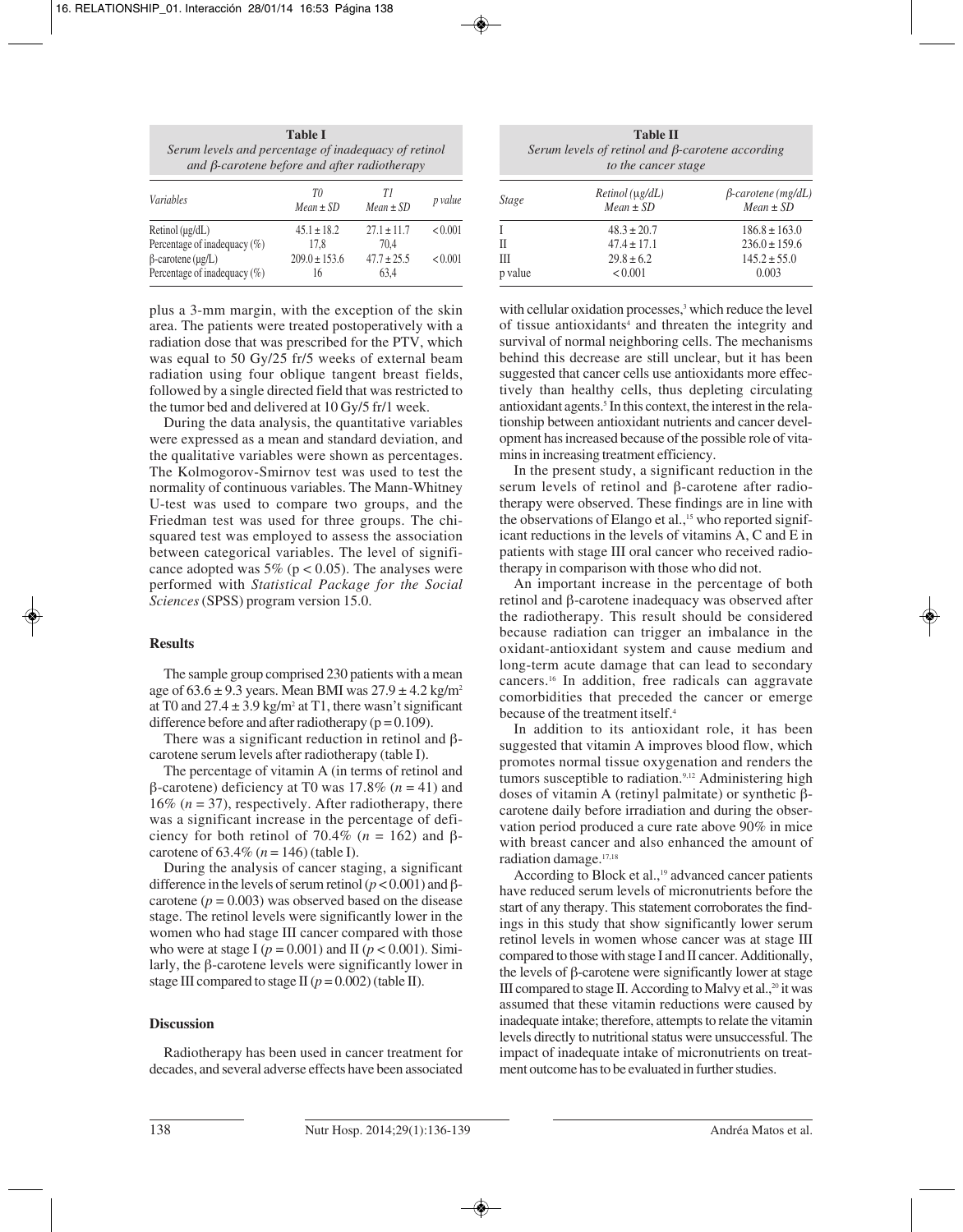**Table I**
*Serum levels and percentage of inadequacy of retinol and β-carotene before and after radiotherapy*

| *Variables* | *T0* *Mean ± SD* | *T1* *Mean ± SD* | *p value* |
|---|---|---|---|
| Retinol (μg/dL) | 45.1 ± 18.2 | 27.1 ± 11.7 | < 0.001 |
| Percentage of inadequacy (%) | 17,8 | 70,4 | |
| β-carotene (μg/L) | 209.0 ± 153.6 | 47.7 ± 25.5 | < 0.001 |
| Percentage of inadequacy (%) | 16 | 63,4 | |

**Table II**
*Serum levels of retinol and β-carotene according to the cancer stage*

| *Stage* | *Retinol (μg/dL)* *Mean ± SD* | *β-carotene (mg/dL)* *Mean ± SD* |
|---|---|---|
| I | 48.3 ± 20.7 | 186.8 ± 163.0 |
| II | 47.4 ± 17.1 | 236.0 ± 159.6 |
| III | 29.8 ± 6.2 | 145.2 ± 55.0 |
| p value | < 0.001 | 0.003 |

plus a 3-mm margin, with the exception of the skin area. The patients were treated postoperatively with a radiation dose that was prescribed for the PTV, which was equal to 50 Gy/25 fr/5 weeks of external beam radiation using four oblique tangent breast fields, followed by a single directed field that was restricted to the tumor bed and delivered at 10 Gy/5 fr/1 week.

During the data analysis, the quantitative variables were expressed as a mean and standard deviation, and the qualitative variables were shown as percentages. The Kolmogorov-Smirnov test was used to test the normality of continuous variables. The Mann-Whitney U-test was used to compare two groups, and the Friedman test was used for three groups. The chi-squared test was employed to assess the association between categorical variables. The level of significance adopted was 5% ($p < 0.05$). The analyses were performed with *Statistical Package for the Social Sciences* (SPSS) program version 15.0.

## Results

The sample group comprised 230 patients with a mean age of 63.6 ± 9.3 years. Mean BMI was 27.9 ± 4.2 kg/m$^2$ at T0 and 27.4 ± 3.9 kg/m$^2$ at T1, there wasn't significant difference before and after radiotherapy ($p = 0.109$).

There was a significant reduction in retinol and β-carotene serum levels after radiotherapy (table I).

The percentage of vitamin A (in terms of retinol and β-carotene) deficiency at T0 was 17.8% ($n = 41$) and 16% ($n = 37$), respectively. After radiotherapy, there was a significant increase in the percentage of deficiency for both retinol of 70.4% ($n = 162$) and β-carotene of 63.4% ($n = 146$) (table I).

During the analysis of cancer staging, a significant difference in the levels of serum retinol ($p < 0.001$) and β-carotene ($p = 0.003$) was observed based on the disease stage. The retinol levels were significantly lower in the women who had stage III cancer compared with those who were at stage I ($p = 0.001$) and II ($p < 0.001$). Similarly, the β-carotene levels were significantly lower in stage III compared to stage II ($p = 0.002$) (table II).

## Discussion

Radiotherapy has been used in cancer treatment for decades, and several adverse effects have been associated with cellular oxidation processes,[3] which reduce the level of tissue antioxidants[4] and threaten the integrity and survival of normal neighboring cells. The mechanisms behind this decrease are still unclear, but it has been suggested that cancer cells use antioxidants more effectively than healthy cells, thus depleting circulating antioxidant agents.[5] In this context, the interest in the relationship between antioxidant nutrients and cancer development has increased because of the possible role of vitamins in increasing treatment efficiency.

In the present study, a significant reduction in the serum levels of retinol and β-carotene after radiotherapy were observed. These findings are in line with the observations of Elango et al.,[15] who reported significant reductions in the levels of vitamins A, C and E in patients with stage III oral cancer who received radiotherapy in comparison with those who did not.

An important increase in the percentage of both retinol and β-carotene inadequacy was observed after the radiotherapy. This result should be considered because radiation can trigger an imbalance in the oxidant-antioxidant system and cause medium and long-term acute damage that can lead to secondary cancers.[16] In addition, free radicals can aggravate comorbidities that preceded the cancer or emerge because of the treatment itself.[4]

In addition to its antioxidant role, it has been suggested that vitamin A improves blood flow, which promotes normal tissue oxygenation and renders the tumors susceptible to radiation.[9,12] Administering high doses of vitamin A (retinyl palmitate) or synthetic β-carotene daily before irradiation and during the observation period produced a cure rate above 90% in mice with breast cancer and also enhanced the amount of radiation damage.[17,18]

According to Block et al.,[19] advanced cancer patients have reduced serum levels of micronutrients before the start of any therapy. This statement corroborates the findings in this study that show significantly lower serum retinol levels in women whose cancer was at stage III compared to those with stage I and II cancer. Additionally, the levels of β-carotene were significantly lower at stage III compared to stage II. According to Malvy et al.,[20] it was assumed that these vitamin reductions were caused by inadequate intake; therefore, attempts to relate the vitamin levels directly to nutritional status were unsuccessful. The impact of inadequate intake of micronutrients on treatment outcome has to be evaluated in further studies.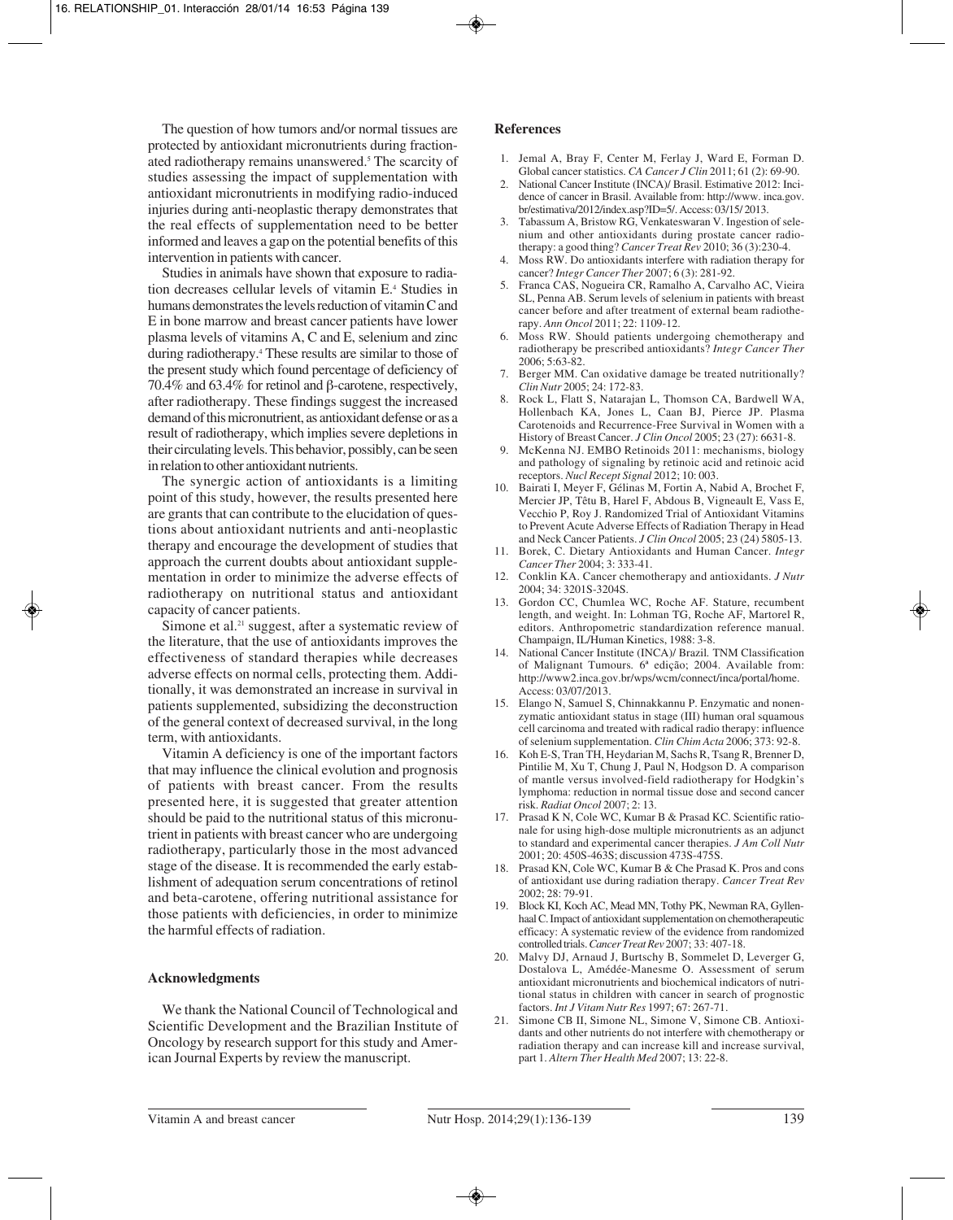The question of how tumors and/or normal tissues are protected by antioxidant micronutrients during fractionated radiotherapy remains unanswered.[5] The scarcity of studies assessing the impact of supplementation with antioxidant micronutrients in modifying radio-induced injuries during anti-neoplastic therapy demonstrates that the real effects of supplementation need to be better informed and leaves a gap on the potential benefits of this intervention in patients with cancer.

Studies in animals have shown that exposure to radiation decreases cellular levels of vitamin E.[4] Studies in humans demonstrates the levels reduction of vitamin C and E in bone marrow and breast cancer patients have lower plasma levels of vitamins A, C and E, selenium and zinc during radiotherapy.[4] These results are similar to those of the present study which found percentage of deficiency of 70.4% and 63.4% for retinol and β-carotene, respectively, after radiotherapy. These findings suggest the increased demand of this micronutrient, as antioxidant defense or as a result of radiotherapy, which implies severe depletions in their circulating levels. This behavior, possibly, can be seen in relation to other antioxidant nutrients.

The synergic action of antioxidants is a limiting point of this study, however, the results presented here are grants that can contribute to the elucidation of questions about antioxidant nutrients and anti-neoplastic therapy and encourage the development of studies that approach the current doubts about antioxidant supplementation in order to minimize the adverse effects of radiotherapy on nutritional status and antioxidant capacity of cancer patients.

Simone et al.[21] suggest, after a systematic review of the literature, that the use of antioxidants improves the effectiveness of standard therapies while decreases adverse effects on normal cells, protecting them. Additionally, it was demonstrated an increase in survival in patients supplemented, subsidizing the deconstruction of the general context of decreased survival, in the long term, with antioxidants.

Vitamin A deficiency is one of the important factors that may influence the clinical evolution and prognosis of patients with breast cancer. From the results presented here, it is suggested that greater attention should be paid to the nutritional status of this micronutrient in patients with breast cancer who are undergoing radiotherapy, particularly those in the most advanced stage of the disease. It is recommended the early establishment of adequation serum concentrations of retinol and beta-carotene, offering nutritional assistance for those patients with deficiencies, in order to minimize the harmful effects of radiation.

## Acknowledgments

We thank the National Council of Technological and Scientific Development and the Brazilian Institute of Oncology by research support for this study and American Journal Experts by review the manuscript.

## References

1. Jemal A, Bray F, Center M, Ferlay J, Ward E, Forman D. Global cancer statistics. *CA Cancer J Clin* 2011; 61 (2): 69-90.
2. National Cancer Institute (INCA)/ Brasil. Estimative 2012: Incidence of cancer in Brasil. Available from: http://www. inca.gov. br/estimativa/2012/index.asp?ID=5/. Access: 03/15/ 2013.
3. Tabassum A, Bristow RG, Venkateswaran V. Ingestion of selenium and other antioxidants during prostate cancer radiotherapy: a good thing? *Cancer Treat Rev* 2010; 36 (3):230-4.
4. Moss RW. Do antioxidants interfere with radiation therapy for cancer? *Integr Cancer Ther* 2007; 6 (3): 281-92.
5. Franca CAS, Nogueira CR, Ramalho A, Carvalho AC, Vieira SL, Penna AB. Serum levels of selenium in patients with breast cancer before and after treatment of external beam radiotherapy. *Ann Oncol* 2011; 22: 1109-12.
6. Moss RW. Should patients undergoing chemotherapy and radiotherapy be prescribed antioxidants? *Integr Cancer Ther* 2006; 5:63-82.
7. Berger MM. Can oxidative damage be treated nutritionally? *Clin Nutr* 2005; 24: 172-83.
8. Rock L, Flatt S, Natarajan L, Thomson CA, Bardwell WA, Hollenbach KA, Jones L, Caan BJ, Pierce JP. Plasma Carotenoids and Recurrence-Free Survival in Women with a History of Breast Cancer. *J Clin Oncol* 2005; 23 (27): 6631-8.
9. McKenna NJ. EMBO Retinoids 2011: mechanisms, biology and pathology of signaling by retinoic acid and retinoic acid receptors. *Nucl Recept Signal* 2012; 10: 003.
10. Bairati I, Meyer F, Gélinas M, Fortin A, Nabid A, Brochet F, Mercier JP, Têtu B, Harel F, Abdous B, Vigneault E, Vass E, Vecchio P, Roy J. Randomized Trial of Antioxidant Vitamins to Prevent Acute Adverse Effects of Radiation Therapy in Head and Neck Cancer Patients. *J Clin Oncol* 2005; 23 (24) 5805-13.
11. Borek, C. Dietary Antioxidants and Human Cancer. *Integr Cancer Ther* 2004; 3: 333-41.
12. Conklin KA. Cancer chemotherapy and antioxidants. *J Nutr* 2004; 34: 3201S-3204S.
13. Gordon CC, Chumlea WC, Roche AF. Stature, recumbent length, and weight. In: Lohman TG, Roche AF, Martorel R, editors. Anthropometric standardization reference manual. Champaign, IL/Human Kinetics, 1988: 3-8.
14. National Cancer Institute (INCA)/ Brazil. TNM Classification of Malignant Tumours. 6ª edição; 2004. Available from: http://www2.inca.gov.br/wps/wcm/connect/inca/portal/home. Access: 03/07/2013.
15. Elango N, Samuel S, Chinnakkannu P. Enzymatic and nonenzymatic antioxidant status in stage (III) human oral squamous cell carcinoma and treated with radical radio therapy: influence of selenium supplementation. *Clin Chim Acta* 2006; 373: 92-8.
16. Koh E-S, Tran TH, Heydarian M, Sachs R, Tsang R, Brenner D, Pintilie M, Xu T, Chung J, Paul N, Hodgson D. A comparison of mantle versus involved-field radiotherapy for Hodgkin's lymphoma: reduction in normal tissue dose and second cancer risk. *Radiat Oncol* 2007; 2: 13.
17. Prasad K N, Cole WC, Kumar B & Prasad KC. Scientific rationale for using high-dose multiple micronutrients as an adjunct to standard and experimental cancer therapies. *J Am Coll Nutr* 2001; 20: 450S-463S; discussion 473S-475S.
18. Prasad KN, Cole WC, Kumar B & Che Prasad K. Pros and cons of antioxidant use during radiation therapy. *Cancer Treat Rev* 2002; 28: 79-91.
19. Block KI, Koch AC, Mead MN, Tothy PK, Newman RA, Gyllenhaal C. Impact of antioxidant supplementation on chemotherapeutic efficacy: A systematic review of the evidence from randomized controlled trials. *Cancer Treat Rev* 2007; 33: 407-18.
20. Malvy DJ, Arnaud J, Burtschy B, Sommelet D, Leverger G, Dostalova L, Amédée-Manesme O. Assessment of serum antioxidant micronutrients and biochemical indicators of nutritional status in children with cancer in search of prognostic factors. *Int J Vitam Nutr Res* 1997; 67: 267-71.
21. Simone CB II, Simone NL, Simone V, Simone CB. Antioxidants and other nutrients do not interfere with chemotherapy or radiation therapy and can increase kill and increase survival, part 1. *Altern Ther Health Med* 2007; 13: 22-8.